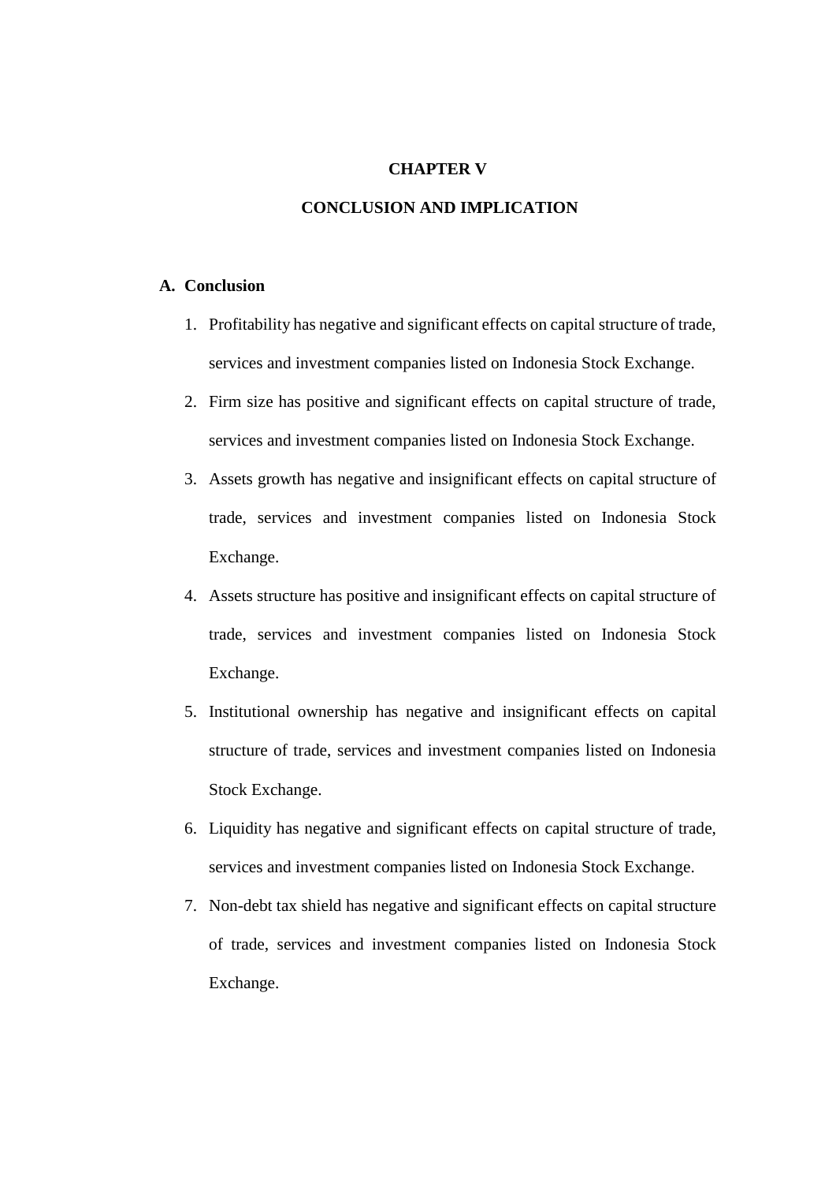# CHAPTER V

# CONCLUSION AND IMPLICATION

## A. Conclusion

1. Profitability has negative and significant effects on capital structure of trade, services and investment companies listed on Indonesia Stock Exchange.
2. Firm size has positive and significant effects on capital structure of trade, services and investment companies listed on Indonesia Stock Exchange.
3. Assets growth has negative and insignificant effects on capital structure of trade, services and investment companies listed on Indonesia Stock Exchange.
4. Assets structure has positive and insignificant effects on capital structure of trade, services and investment companies listed on Indonesia Stock Exchange.
5. Institutional ownership has negative and insignificant effects on capital structure of trade, services and investment companies listed on Indonesia Stock Exchange.
6. Liquidity has negative and significant effects on capital structure of trade, services and investment companies listed on Indonesia Stock Exchange.
7. Non-debt tax shield has negative and significant effects on capital structure of trade, services and investment companies listed on Indonesia Stock Exchange.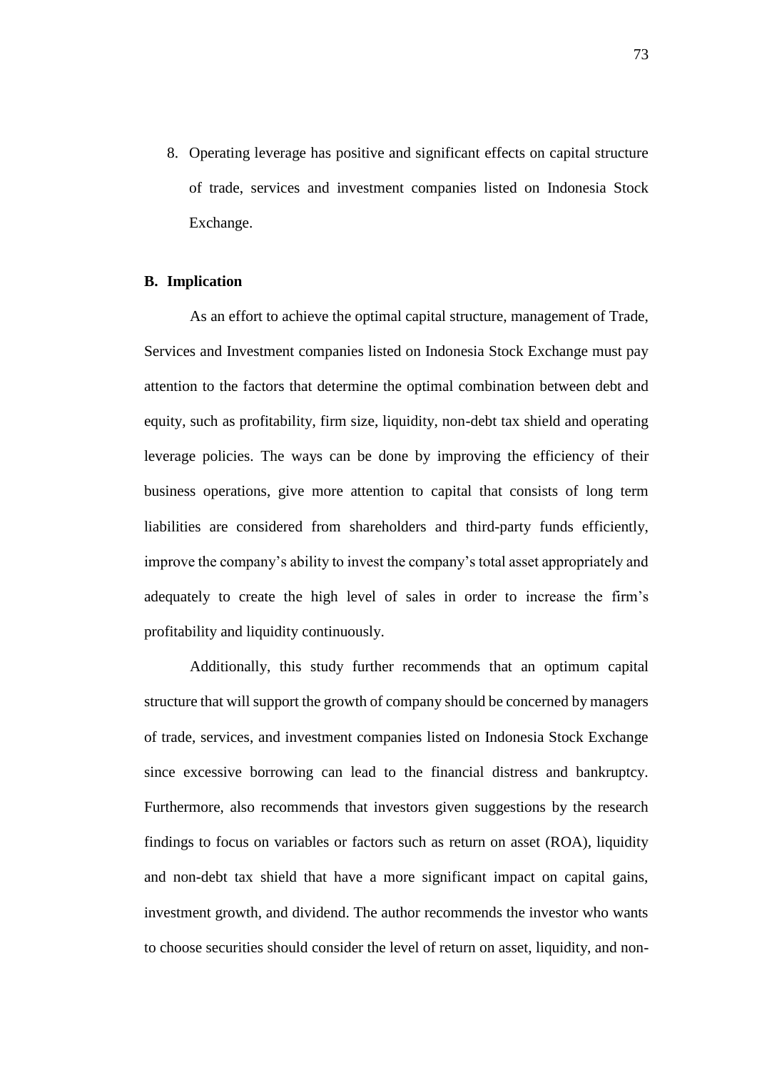8. Operating leverage has positive and significant effects on capital structure of trade, services and investment companies listed on Indonesia Stock Exchange.

## B. Implication

As an effort to achieve the optimal capital structure, management of Trade, Services and Investment companies listed on Indonesia Stock Exchange must pay attention to the factors that determine the optimal combination between debt and equity, such as profitability, firm size, liquidity, non-debt tax shield and operating leverage policies. The ways can be done by improving the efficiency of their business operations, give more attention to capital that consists of long term liabilities are considered from shareholders and third-party funds efficiently, improve the company's ability to invest the company's total asset appropriately and adequately to create the high level of sales in order to increase the firm's profitability and liquidity continuously.

Additionally, this study further recommends that an optimum capital structure that will support the growth of company should be concerned by managers of trade, services, and investment companies listed on Indonesia Stock Exchange since excessive borrowing can lead to the financial distress and bankruptcy. Furthermore, also recommends that investors given suggestions by the research findings to focus on variables or factors such as return on asset (ROA), liquidity and non-debt tax shield that have a more significant impact on capital gains, investment growth, and dividend. The author recommends the investor who wants to choose securities should consider the level of return on asset, liquidity, and non-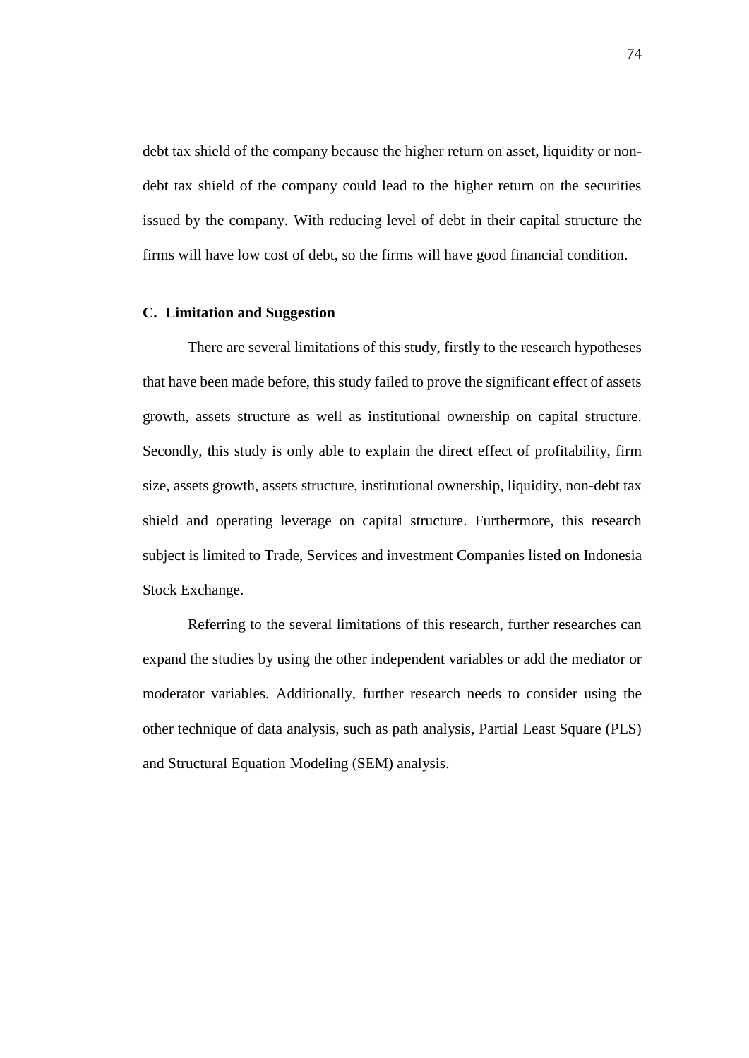debt tax shield of the company because the higher return on asset, liquidity or non-debt tax shield of the company could lead to the higher return on the securities issued by the company. With reducing level of debt in their capital structure the firms will have low cost of debt, so the firms will have good financial condition.

## C. Limitation and Suggestion

There are several limitations of this study, firstly to the research hypotheses that have been made before, this study failed to prove the significant effect of assets growth, assets structure as well as institutional ownership on capital structure. Secondly, this study is only able to explain the direct effect of profitability, firm size, assets growth, assets structure, institutional ownership, liquidity, non-debt tax shield and operating leverage on capital structure. Furthermore, this research subject is limited to Trade, Services and investment Companies listed on Indonesia Stock Exchange.

Referring to the several limitations of this research, further researches can expand the studies by using the other independent variables or add the mediator or moderator variables. Additionally, further research needs to consider using the other technique of data analysis, such as path analysis, Partial Least Square (PLS) and Structural Equation Modeling (SEM) analysis.